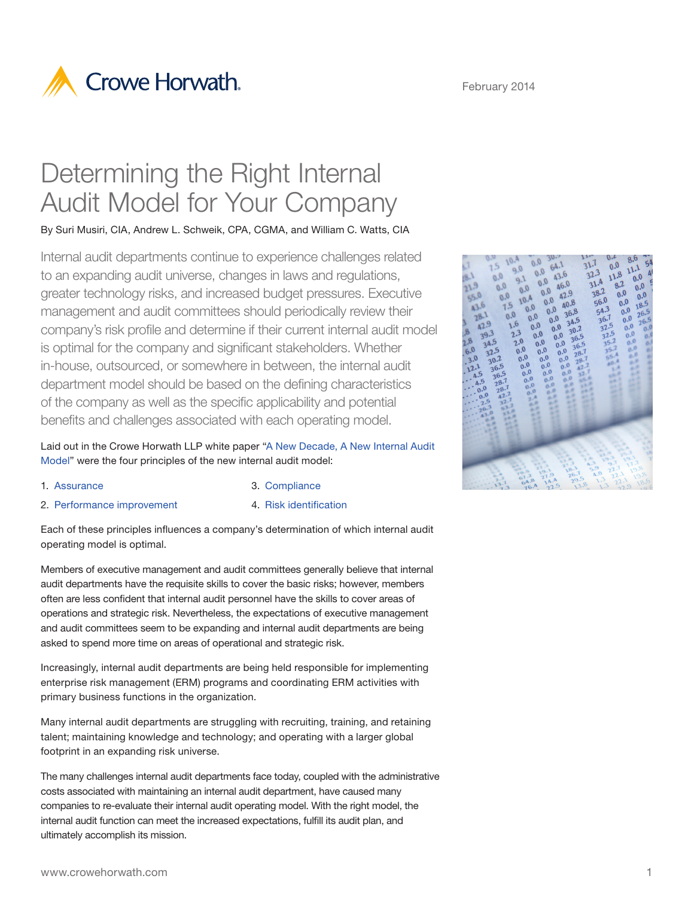Crowe Horwath.

February 2014

# Determining the Right Internal Audit Model for Your Company

By Suri Musiri, CIA, Andrew L. Schweik, CPA, CGMA, and William C. Watts, CIA

Internal audit departments continue to experience challenges related to an expanding audit universe, changes in laws and regulations, greater technology risks, and increased budget pressures. Executive management and audit committees should periodically review their company's risk profile and determine if their current internal audit model is optimal for the company and significant stakeholders. Whether in-house, outsourced, or somewhere in between, the internal audit department model should be based on the defining characteristics of the company as well as the specific applicability and potential benefits and challenges associated with each operating model.

Laid out in the Crowe Horwath LLP white paper "A New Decade, A New Internal Audit Model" were the four principles of the new internal audit model:

1. Assurance
2. Performance improvement
3. Compliance
4. Risk identification

Each of these principles influences a company's determination of which internal audit operating model is optimal.

Members of executive management and audit committees generally believe that internal audit departments have the requisite skills to cover the basic risks; however, members often are less confident that internal audit personnel have the skills to cover areas of operations and strategic risk. Nevertheless, the expectations of executive management and audit committees seem to be expanding and internal audit departments are being asked to spend more time on areas of operational and strategic risk.

Increasingly, internal audit departments are being held responsible for implementing enterprise risk management (ERM) programs and coordinating ERM activities with primary business functions in the organization.

Many internal audit departments are struggling with recruiting, training, and retaining talent; maintaining knowledge and technology; and operating with a larger global footprint in an expanding risk universe.

The many challenges internal audit departments face today, coupled with the administrative costs associated with maintaining an internal audit department, have caused many companies to re-evaluate their internal audit operating model. With the right model, the internal audit function can meet the increased expectations, fulfill its audit plan, and ultimately accomplish its mission.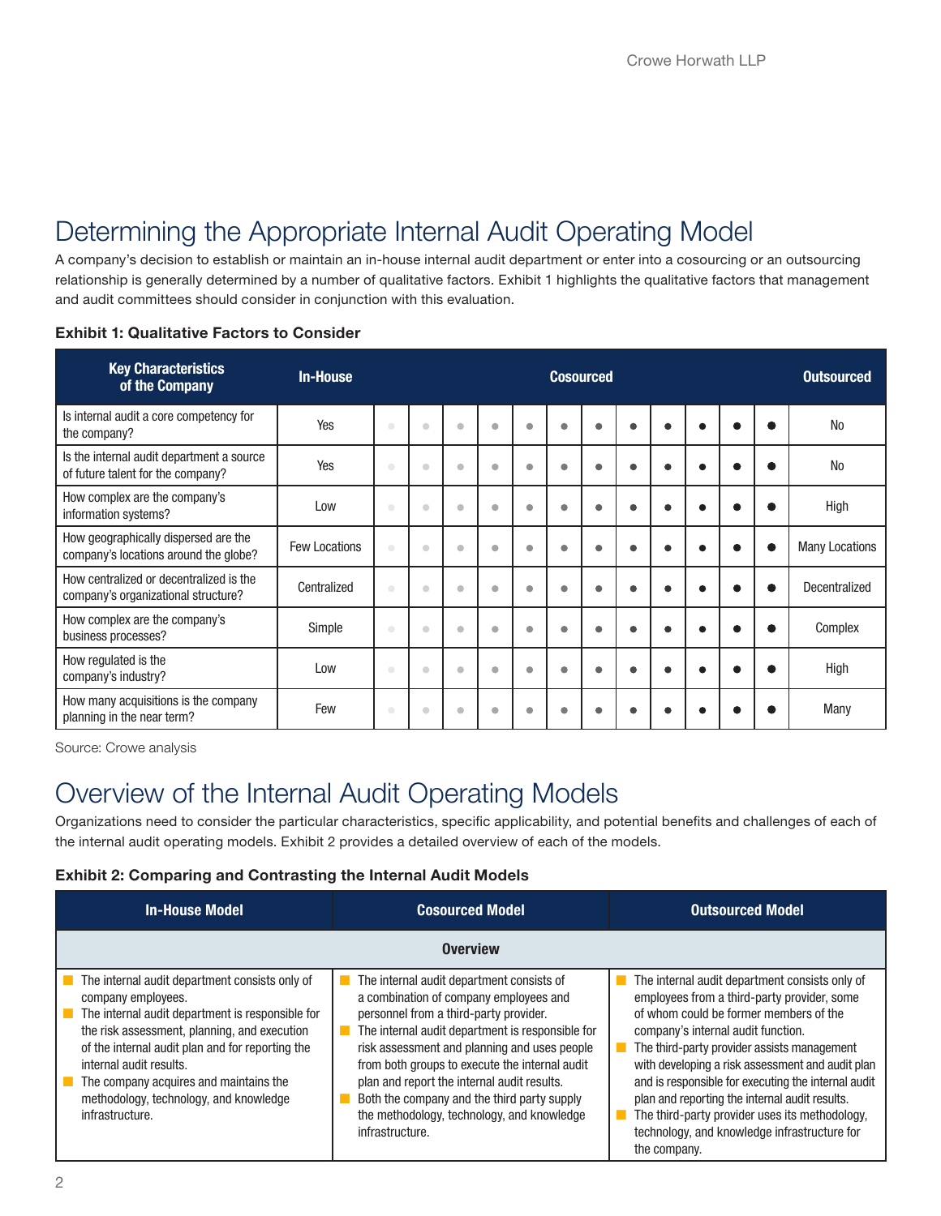# Determining the Appropriate Internal Audit Operating Model

A company's decision to establish or maintain an in-house internal audit department or enter into a cosourcing or an outsourcing relationship is generally determined by a number of qualitative factors. Exhibit 1 highlights the qualitative factors that management and audit committees should consider in conjunction with this evaluation.

**Exhibit 1: Qualitative Factors to Consider**

| Key Characteristics of the Company | In-House | Cosourced | Outsourced |
|---|---|---|---|
| Is internal audit a core competency for the company? | Yes | ● ● ● ● ● ● ● ● ● ● ● ● | No |
| Is the internal audit department a source of future talent for the company? | Yes | ● ● ● ● ● ● ● ● ● ● ● ● | No |
| How complex are the company's information systems? | Low | ● ● ● ● ● ● ● ● ● ● ● ● | High |
| How geographically dispersed are the company's locations around the globe? | Few Locations | ● ● ● ● ● ● ● ● ● ● ● ● | Many Locations |
| How centralized or decentralized is the company's organizational structure? | Centralized | ● ● ● ● ● ● ● ● ● ● ● ● | Decentralized |
| How complex are the company's business processes? | Simple | ● ● ● ● ● ● ● ● ● ● ● ● | Complex |
| How regulated is the company's industry? | Low | ● ● ● ● ● ● ● ● ● ● ● ● | High |
| How many acquisitions is the company planning in the near term? | Few | ● ● ● ● ● ● ● ● ● ● ● ● | Many |

Source: Crowe analysis

# Overview of the Internal Audit Operating Models

Organizations need to consider the particular characteristics, specific applicability, and potential benefits and challenges of each of the internal audit operating models. Exhibit 2 provides a detailed overview of each of the models.

**Exhibit 2: Comparing and Contrasting the Internal Audit Models**

| In-House Model | Cosourced Model | Outsourced Model |
|---|---|---|
| **Overview** | | |
| • The internal audit department consists only of company employees.<br>• The internal audit department is responsible for the risk assessment, planning, and execution of the internal audit plan and for reporting the internal audit results.<br>• The company acquires and maintains the methodology, technology, and knowledge infrastructure. | • The internal audit department consists of a combination of company employees and personnel from a third-party provider.<br>• The internal audit department is responsible for risk assessment and planning and uses people from both groups to execute the internal audit plan and report the internal audit results.<br>• Both the company and the third party supply the methodology, technology, and knowledge infrastructure. | • The internal audit department consists only of employees from a third-party provider, some of whom could be former members of the company's internal audit function.<br>• The third-party provider assists management with developing a risk assessment and audit plan and is responsible for executing the internal audit plan and reporting the internal audit results.<br>• The third-party provider uses its methodology, technology, and knowledge infrastructure for the company. |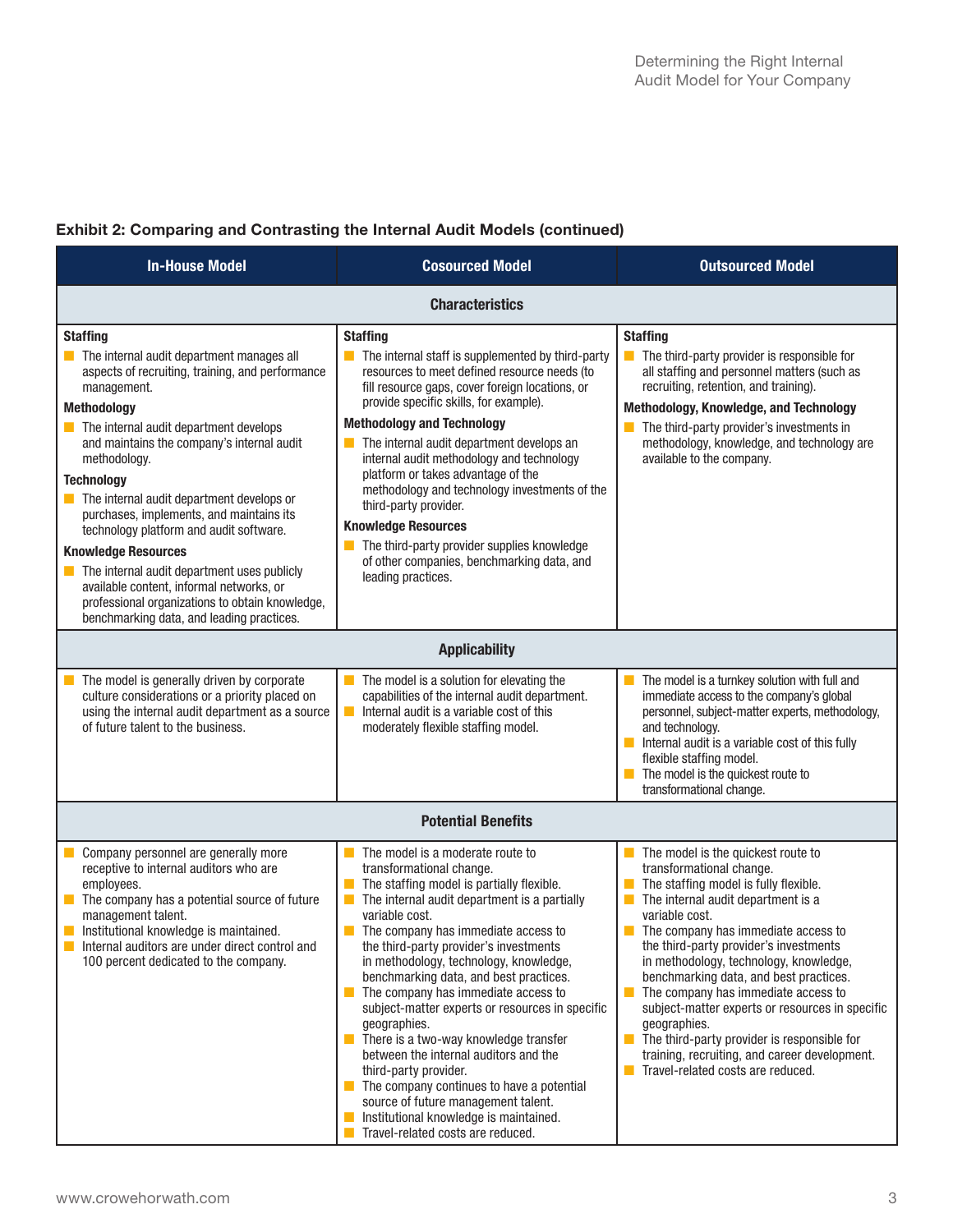**Exhibit 2: Comparing and Contrasting the Internal Audit Models (continued)**

| In-House Model | Cosourced Model | Outsourced Model |
|---|---|---|
| **Characteristics** | | |
| **Staffing**<br>■ The internal audit department manages all aspects of recruiting, training, and performance management.<br>**Methodology**<br>■ The internal audit department develops and maintains the company's internal audit methodology.<br>**Technology**<br>■ The internal audit department develops or purchases, implements, and maintains its technology platform and audit software.<br>**Knowledge Resources**<br>■ The internal audit department uses publicly available content, informal networks, or professional organizations to obtain knowledge, benchmarking data, and leading practices. | **Staffing**<br>■ The internal staff is supplemented by third-party resources to meet defined resource needs (to fill resource gaps, cover foreign locations, or provide specific skills, for example).<br>**Methodology and Technology**<br>■ The internal audit department develops an internal audit methodology and technology platform or takes advantage of the methodology and technology investments of the third-party provider.<br>**Knowledge Resources**<br>■ The third-party provider supplies knowledge of other companies, benchmarking data, and leading practices. | **Staffing**<br>■ The third-party provider is responsible for all staffing and personnel matters (such as recruiting, retention, and training).<br>**Methodology, Knowledge, and Technology**<br>■ The third-party provider's investments in methodology, knowledge, and technology are available to the company. |
| **Applicability** | | |
| ■ The model is generally driven by corporate culture considerations or a priority placed on using the internal audit department as a source of future talent to the business. | ■ The model is a solution for elevating the capabilities of the internal audit department.<br>■ Internal audit is a variable cost of this moderately flexible staffing model. | ■ The model is a turnkey solution with full and immediate access to the company's global personnel, subject-matter experts, methodology, and technology.<br>■ Internal audit is a variable cost of this fully flexible staffing model.<br>■ The model is the quickest route to transformational change. |
| **Potential Benefits** | | |
| ■ Company personnel are generally more receptive to internal auditors who are employees.<br>■ The company has a potential source of future management talent.<br>■ Institutional knowledge is maintained.<br>■ Internal auditors are under direct control and 100 percent dedicated to the company. | ■ The model is a moderate route to transformational change.<br>■ The staffing model is partially flexible.<br>■ The internal audit department is a partially variable cost.<br>■ The company has immediate access to the third-party provider's investments in methodology, technology, knowledge, benchmarking data, and best practices.<br>■ The company has immediate access to subject-matter experts or resources in specific geographies.<br>■ There is a two-way knowledge transfer between the internal auditors and the third-party provider.<br>■ The company continues to have a potential source of future management talent.<br>■ Institutional knowledge is maintained.<br>■ Travel-related costs are reduced. | ■ The model is the quickest route to transformational change.<br>■ The staffing model is fully flexible.<br>■ The internal audit department is a variable cost.<br>■ The company has immediate access to the third-party provider's investments in methodology, technology, knowledge, benchmarking data, and best practices.<br>■ The company has immediate access to subject-matter experts or resources in specific geographies.<br>■ The third-party provider is responsible for training, recruiting, and career development.<br>■ Travel-related costs are reduced. |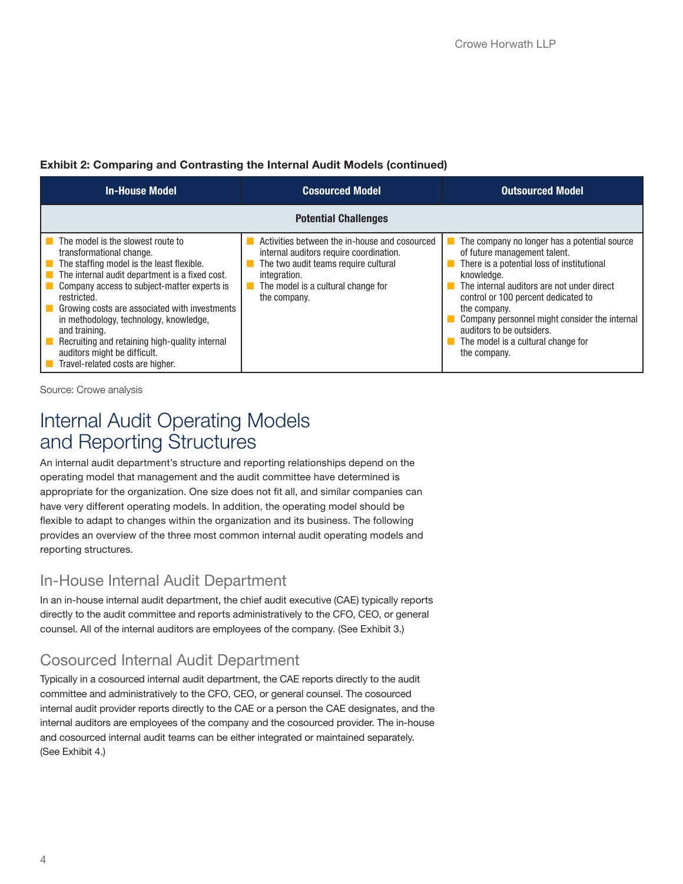**Exhibit 2: Comparing and Contrasting the Internal Audit Models (continued)**

| In-House Model | Cosourced Model | Outsourced Model |
|---|---|---|
| **Potential Challenges** | | |
| ■ The model is the slowest route to transformational change.<br>■ The staffing model is the least flexible.<br>■ The internal audit department is a fixed cost.<br>■ Company access to subject-matter experts is restricted.<br>■ Growing costs are associated with investments in methodology, technology, knowledge, and training.<br>■ Recruiting and retaining high-quality internal auditors might be difficult.<br>■ Travel-related costs are higher. | ■ Activities between the in-house and cosourced internal auditors require coordination.<br>■ The two audit teams require cultural integration.<br>■ The model is a cultural change for the company. | ■ The company no longer has a potential source of future management talent.<br>■ There is a potential loss of institutional knowledge.<br>■ The internal auditors are not under direct control or 100 percent dedicated to the company.<br>■ Company personnel might consider the internal auditors to be outsiders.<br>■ The model is a cultural change for the company. |

Source: Crowe analysis

# Internal Audit Operating Models and Reporting Structures

An internal audit department's structure and reporting relationships depend on the operating model that management and the audit committee have determined is appropriate for the organization. One size does not fit all, and similar companies can have very different operating models. In addition, the operating model should be flexible to adapt to changes within the organization and its business. The following provides an overview of the three most common internal audit operating models and reporting structures.

## In-House Internal Audit Department

In an in-house internal audit department, the chief audit executive (CAE) typically reports directly to the audit committee and reports administratively to the CFO, CEO, or general counsel. All of the internal auditors are employees of the company. (See Exhibit 3.)

## Cosourced Internal Audit Department

Typically in a cosourced internal audit department, the CAE reports directly to the audit committee and administratively to the CFO, CEO, or general counsel. The cosourced internal audit provider reports directly to the CAE or a person the CAE designates, and the internal auditors are employees of the company and the cosourced provider. The in-house and cosourced internal audit teams can be either integrated or maintained separately. (See Exhibit 4.)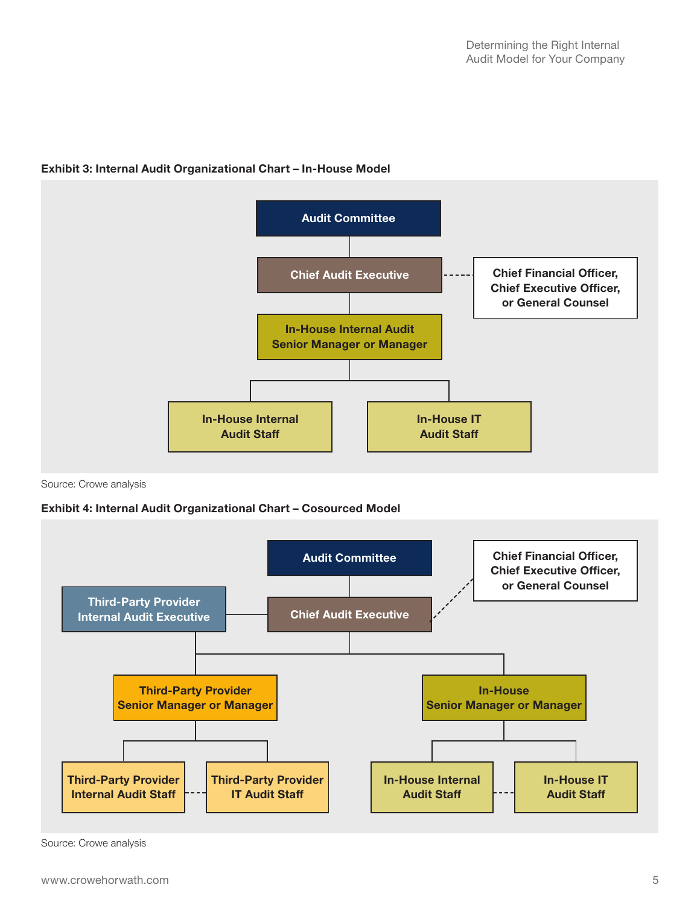**Exhibit 3: Internal Audit Organizational Chart – In-House Model**

Audit Committee

Chief Audit Executive

Chief Financial Officer, Chief Executive Officer, or General Counsel

In-House Internal Audit Senior Manager or Manager

In-House Internal Audit Staff

In-House IT Audit Staff

Source: Crowe analysis

**Exhibit 4: Internal Audit Organizational Chart – Cosourced Model**

Audit Committee

Chief Financial Officer, Chief Executive Officer, or General Counsel

Third-Party Provider Internal Audit Executive

Chief Audit Executive

Third-Party Provider Senior Manager or Manager

In-House Senior Manager or Manager

Third-Party Provider Internal Audit Staff

Third-Party Provider IT Audit Staff

In-House Internal Audit Staff

In-House IT Audit Staff

Source: Crowe analysis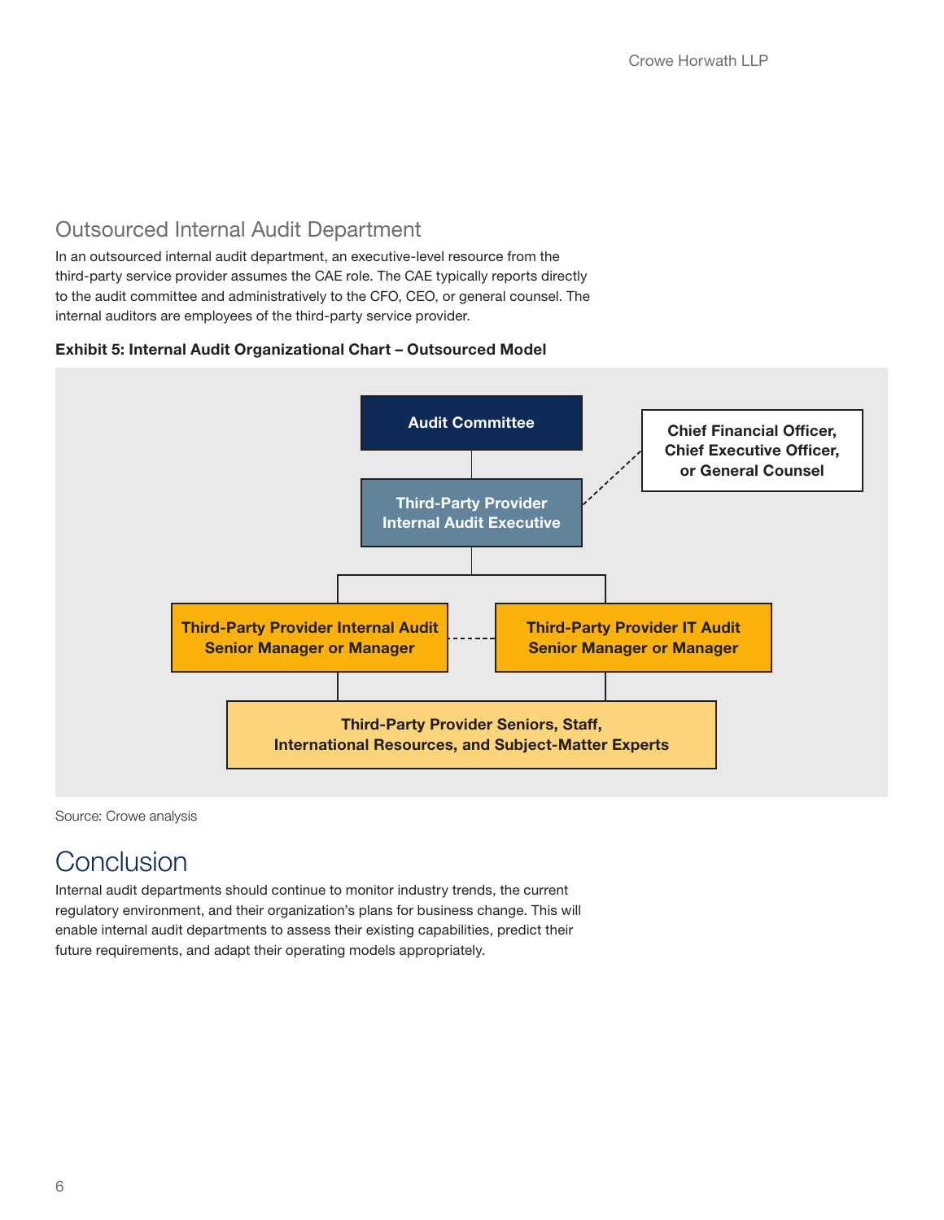## Outsourced Internal Audit Department

In an outsourced internal audit department, an executive-level resource from the third-party service provider assumes the CAE role. The CAE typically reports directly to the audit committee and administratively to the CFO, CEO, or general counsel. The internal auditors are employees of the third-party service provider.

**Exhibit 5: Internal Audit Organizational Chart – Outsourced Model**

Audit Committee

Third-Party Provider Internal Audit Executive

Chief Financial Officer, Chief Executive Officer, or General Counsel

Third-Party Provider Internal Audit Senior Manager or Manager

Third-Party Provider IT Audit Senior Manager or Manager

Third-Party Provider Seniors, Staff, International Resources, and Subject-Matter Experts

Source: Crowe analysis

# Conclusion

Internal audit departments should continue to monitor industry trends, the current regulatory environment, and their organization's plans for business change. This will enable internal audit departments to assess their existing capabilities, predict their future requirements, and adapt their operating models appropriately.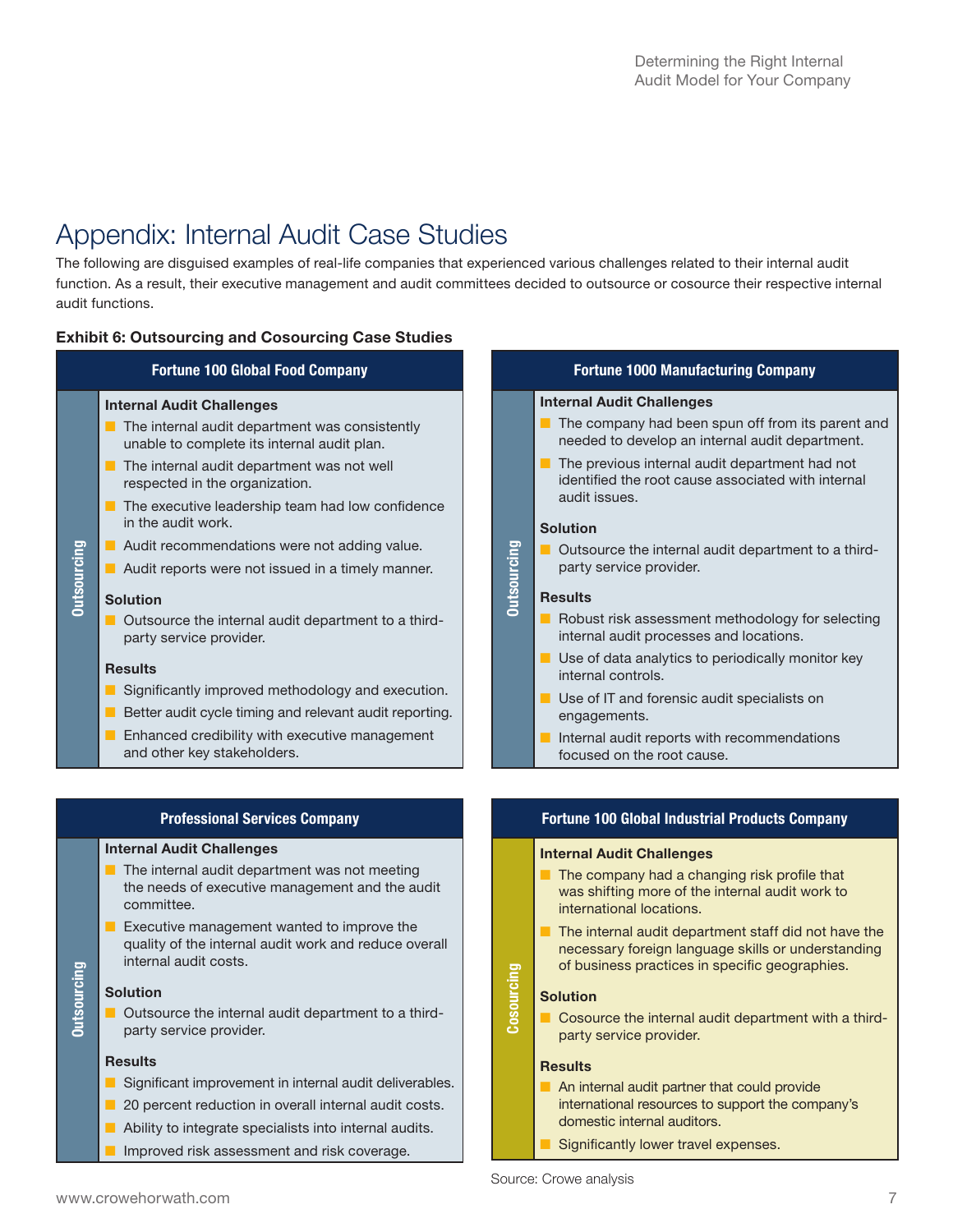# Appendix: Internal Audit Case Studies

The following are disguised examples of real-life companies that experienced various challenges related to their internal audit function. As a result, their executive management and audit committees decided to outsource or cosource their respective internal audit functions.

**Exhibit 6: Outsourcing and Cosourcing Case Studies**

### Fortune 100 Global Food Company

*Outsourcing*

**Internal Audit Challenges**

- The internal audit department was consistently unable to complete its internal audit plan.
- The internal audit department was not well respected in the organization.
- The executive leadership team had low confidence in the audit work.
- Audit recommendations were not adding value.
- Audit reports were not issued in a timely manner.

**Solution**

- Outsource the internal audit department to a third-party service provider.

**Results**

- Significantly improved methodology and execution.
- Better audit cycle timing and relevant audit reporting.
- Enhanced credibility with executive management and other key stakeholders.

### Fortune 1000 Manufacturing Company

*Outsourcing*

**Internal Audit Challenges**

- The company had been spun off from its parent and needed to develop an internal audit department.
- The previous internal audit department had not identified the root cause associated with internal audit issues.

**Solution**

- Outsource the internal audit department to a third-party service provider.

**Results**

- Robust risk assessment methodology for selecting internal audit processes and locations.
- Use of data analytics to periodically monitor key internal controls.
- Use of IT and forensic audit specialists on engagements.
- Internal audit reports with recommendations focused on the root cause.

### Professional Services Company

*Outsourcing*

**Internal Audit Challenges**

- The internal audit department was not meeting the needs of executive management and the audit committee.
- Executive management wanted to improve the quality of the internal audit work and reduce overall internal audit costs.

**Solution**

- Outsource the internal audit department to a third-party service provider.

**Results**

- Significant improvement in internal audit deliverables.
- 20 percent reduction in overall internal audit costs.
- Ability to integrate specialists into internal audits.
- Improved risk assessment and risk coverage.

### Fortune 100 Global Industrial Products Company

*Cosourcing*

**Internal Audit Challenges**

- The company had a changing risk profile that was shifting more of the internal audit work to international locations.
- The internal audit department staff did not have the necessary foreign language skills or understanding of business practices in specific geographies.

**Solution**

- Cosource the internal audit department with a third-party service provider.

**Results**

- An internal audit partner that could provide international resources to support the company's domestic internal auditors.
- Significantly lower travel expenses.

Source: Crowe analysis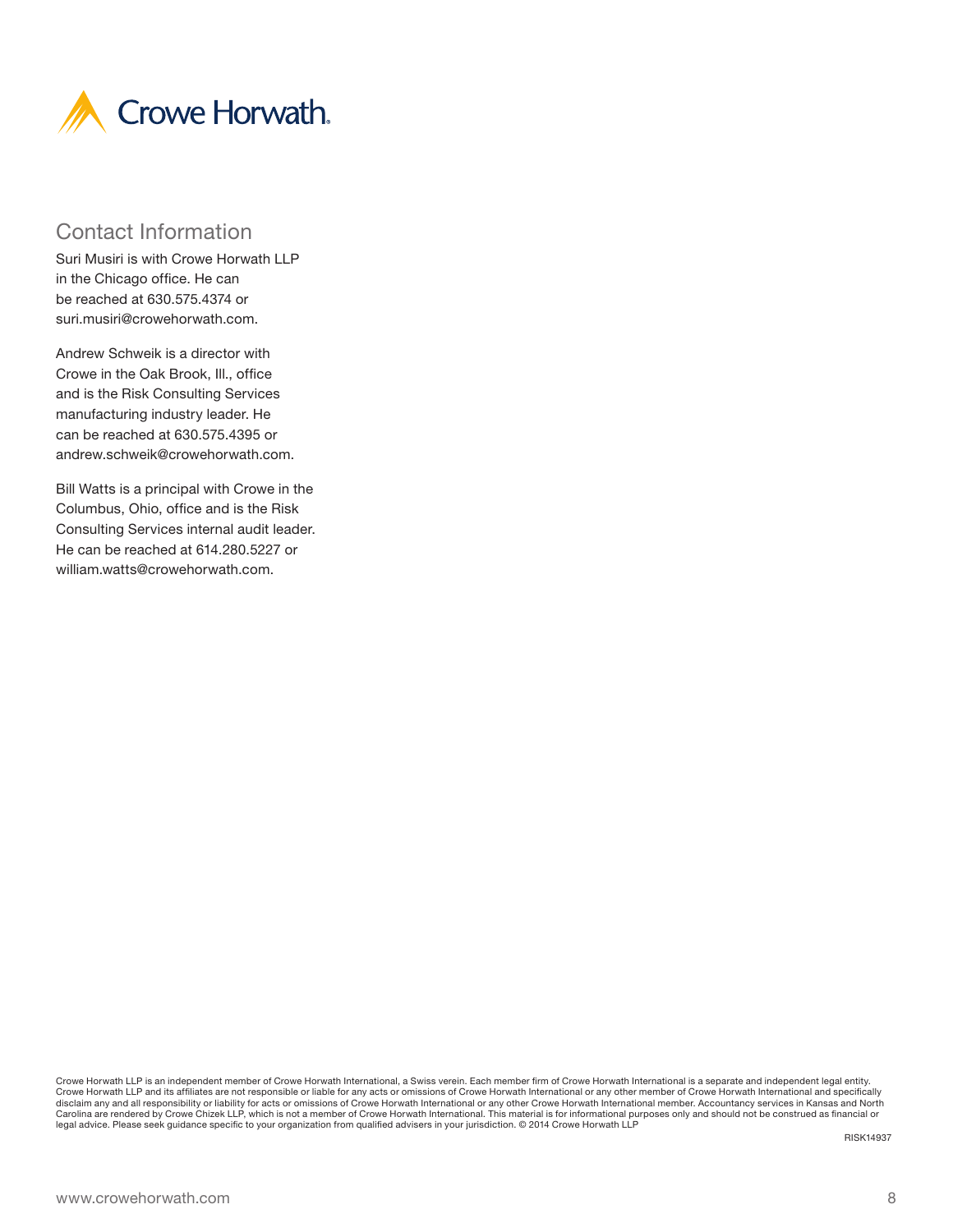Crowe Horwath.

## Contact Information

Suri Musiri is with Crowe Horwath LLP in the Chicago office. He can be reached at 630.575.4374 or suri.musiri@crowehorwath.com.

Andrew Schweik is a director with Crowe in the Oak Brook, Ill., office and is the Risk Consulting Services manufacturing industry leader. He can be reached at 630.575.4395 or andrew.schweik@crowehorwath.com.

Bill Watts is a principal with Crowe in the Columbus, Ohio, office and is the Risk Consulting Services internal audit leader. He can be reached at 614.280.5227 or william.watts@crowehorwath.com.

Crowe Horwath LLP is an independent member of Crowe Horwath International, a Swiss verein. Each member firm of Crowe Horwath International is a separate and independent legal entity. Crowe Horwath LLP and its affiliates are not responsible or liable for any acts or omissions of Crowe Horwath International or any other member of Crowe Horwath International and specifically disclaim any and all responsibility or liability for acts or omissions of Crowe Horwath International or any other Crowe Horwath International member. Accountancy services in Kansas and North Carolina are rendered by Crowe Chizek LLP, which is not a member of Crowe Horwath International. This material is for informational purposes only and should not be construed as financial or legal advice. Please seek guidance specific to your organization from qualified advisers in your jurisdiction. © 2014 Crowe Horwath LLP

RISK14937

www.crowehorwath.com